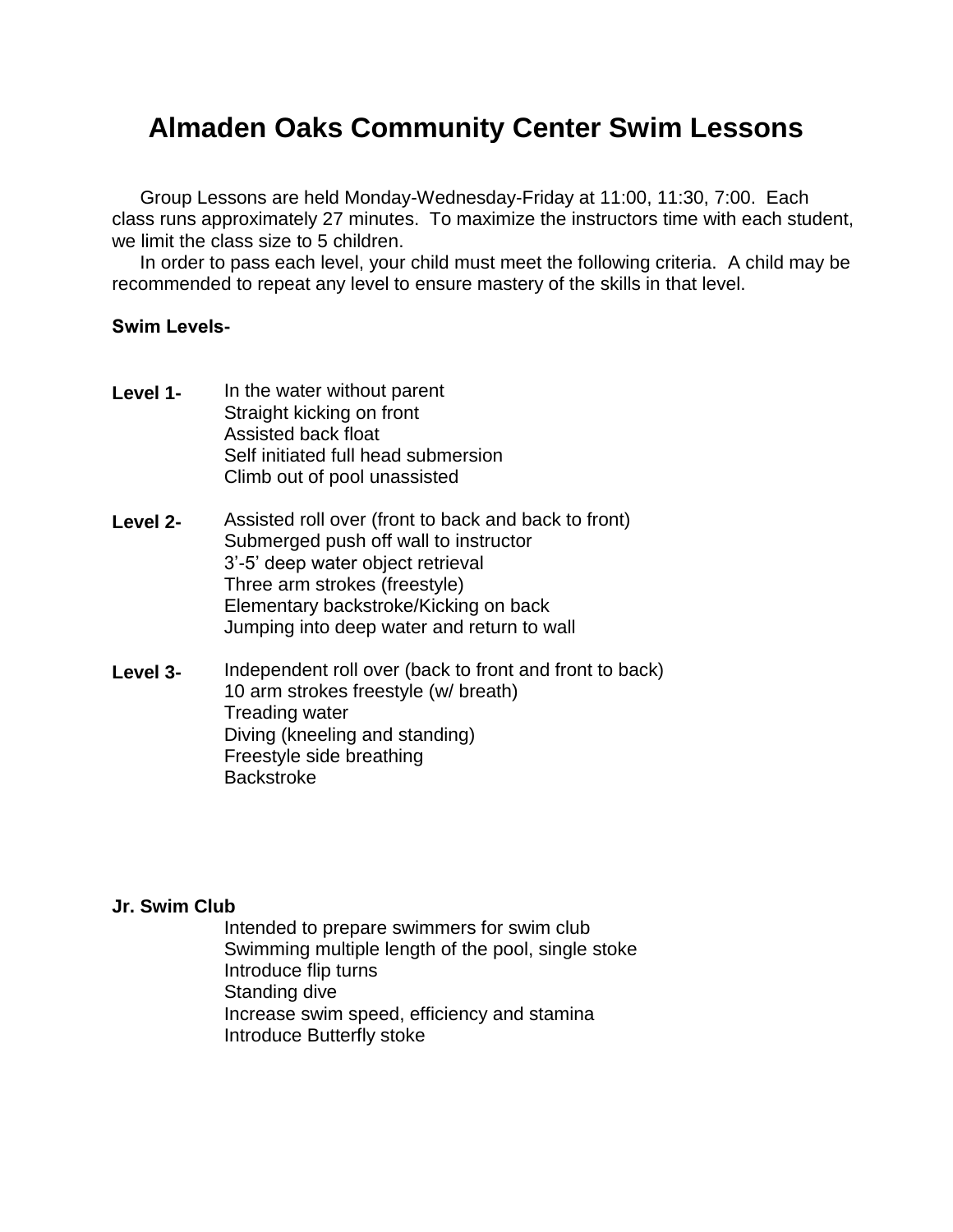# Almaden Oaks Community Center Swim Lessons

Group Lessons are held Monday-Wednesday-Friday at 11:00, 11:30, 7:00. Each class runs approximately 27 minutes. To maximize the instructors time with each student, we limit the class size to 5 children.

In order to pass each level, your child must meet the following criteria. A child may be recommended to repeat any level to ensure mastery of the skills in that level.

**Swim Levels-**

**Level 1-**
- In the water without parent
- Straight kicking on front
- Assisted back float
- Self initiated full head submersion
- Climb out of pool unassisted

**Level 2-**
- Assisted roll over (front to back and back to front)
- Submerged push off wall to instructor
- 3'-5' deep water object retrieval
- Three arm strokes (freestyle)
- Elementary backstroke/Kicking on back
- Jumping into deep water and return to wall

**Level 3-**
- Independent roll over (back to front and front to back)
- 10 arm strokes freestyle (w/ breath)
- Treading water
- Diving (kneeling and standing)
- Freestyle side breathing
- Backstroke

**Jr. Swim Club**
- Intended to prepare swimmers for swim club
- Swimming multiple length of the pool, single stoke
- Introduce flip turns
- Standing dive
- Increase swim speed, efficiency and stamina
- Introduce Butterfly stoke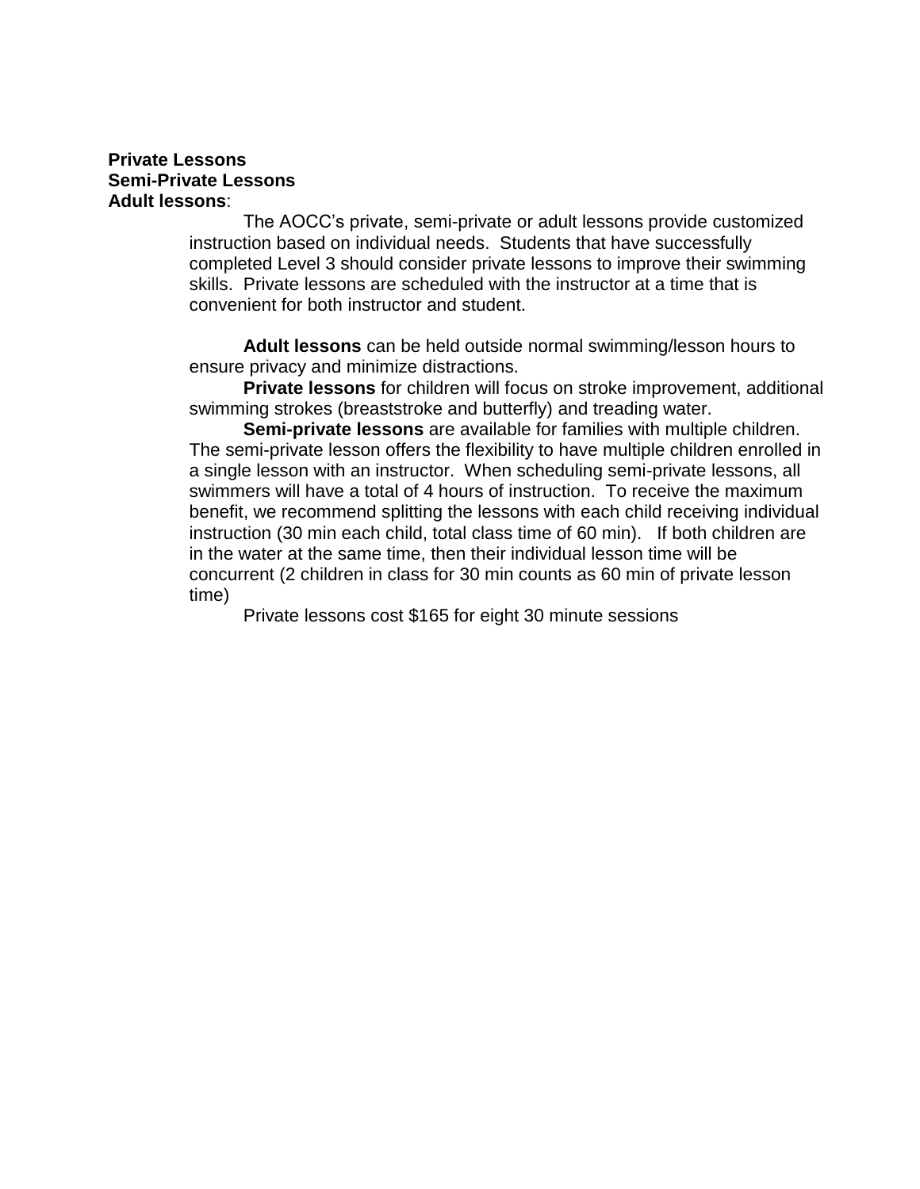**Private Lessons**
**Semi-Private Lessons**
**Adult lessons**:

The AOCC's private, semi-private or adult lessons provide customized instruction based on individual needs. Students that have successfully completed Level 3 should consider private lessons to improve their swimming skills. Private lessons are scheduled with the instructor at a time that is convenient for both instructor and student.

**Adult lessons** can be held outside normal swimming/lesson hours to ensure privacy and minimize distractions.

**Private lessons** for children will focus on stroke improvement, additional swimming strokes (breaststroke and butterfly) and treading water.

**Semi-private lessons** are available for families with multiple children. The semi-private lesson offers the flexibility to have multiple children enrolled in a single lesson with an instructor. When scheduling semi-private lessons, all swimmers will have a total of 4 hours of instruction. To receive the maximum benefit, we recommend splitting the lessons with each child receiving individual instruction (30 min each child, total class time of 60 min). If both children are in the water at the same time, then their individual lesson time will be concurrent (2 children in class for 30 min counts as 60 min of private lesson time)

Private lessons cost $165 for eight 30 minute sessions